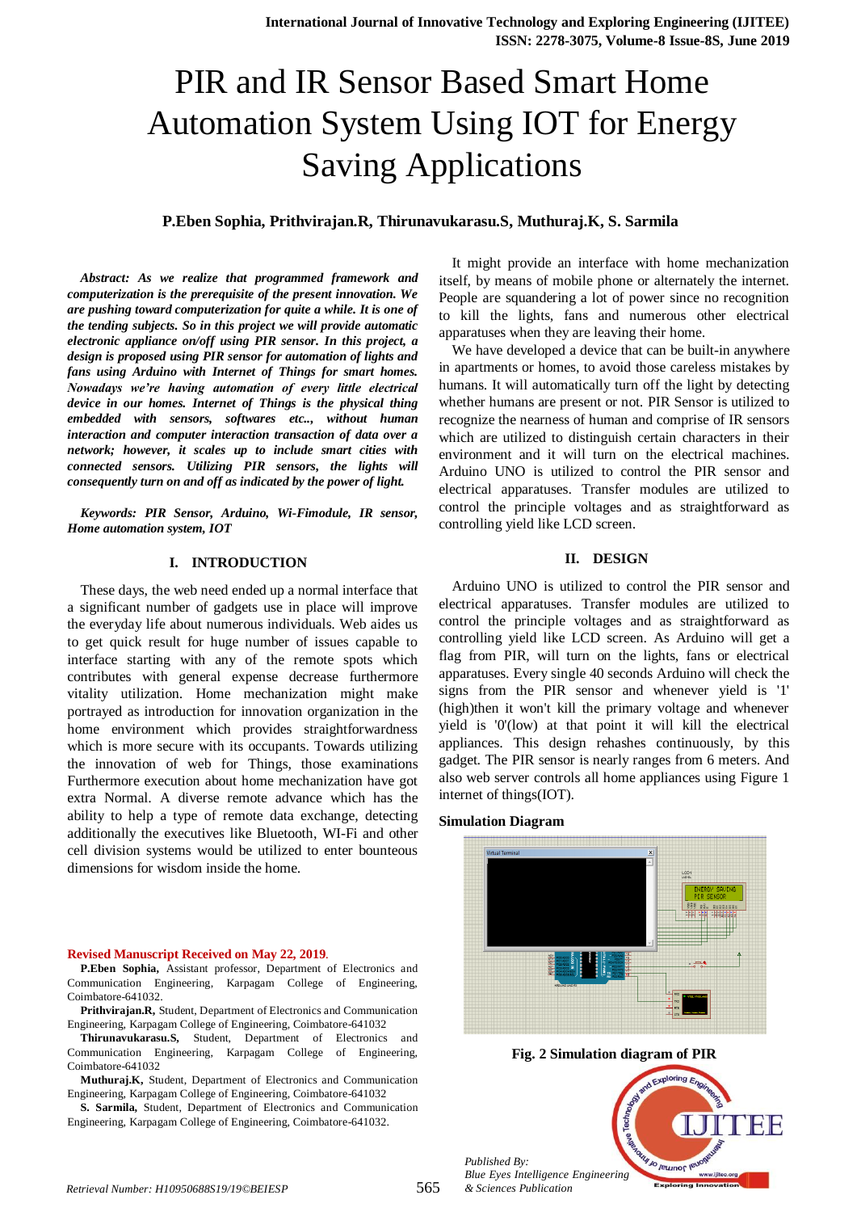# PIR and IR Sensor Based Smart Home Automation System Using IOT for Energy Saving Applications

**P.Eben Sophia, Prithvirajan.R, Thirunavukarasu.S, Muthuraj.K, S. Sarmila**

***Abstract:*** ***As we realize that programmed framework and computerization is the prerequisite of the present innovation. We are pushing toward computerization for quite a while. It is one of the tending subjects. So in this project we will provide automatic electronic appliance on/off using PIR sensor. In this project, a design is proposed using PIR sensor for automation of lights and fans using Arduino with Internet of Things for smart homes. Nowadays we're having automation of every little electrical device in our homes. Internet of Things is the physical thing embedded with sensors, softwares etc.., without human interaction and computer interaction transaction of data over a network; however, it scales up to include smart cities with connected sensors. Utilizing PIR sensors, the lights will consequently turn on and off as indicated by the power of light.***

***Keywords:*** ***PIR Sensor, Arduino, Wi-Fimodule, IR sensor, Home automation system, IOT***

## I. INTRODUCTION

These days, the web need ended up a normal interface that a significant number of gadgets use in place will improve the everyday life about numerous individuals. Web aides us to get quick result for huge number of issues capable to interface starting with any of the remote spots which contributes with general expense decrease furthermore vitality utilization. Home mechanization might make portrayed as introduction for innovation organization in the home environment which provides straightforwardness which is more secure with its occupants. Towards utilizing the innovation of web for Things, those examinations Furthermore execution about home mechanization have got extra Normal. A diverse remote advance which has the ability to help a type of remote data exchange, detecting additionally the executives like Bluetooth, WI-Fi and other cell division systems would be utilized to enter bounteous dimensions for wisdom inside the home.

It might provide an interface with home mechanization itself, by means of mobile phone or alternately the internet. People are squandering a lot of power since no recognition to kill the lights, fans and numerous other electrical apparatuses when they are leaving their home.

We have developed a device that can be built-in anywhere in apartments or homes, to avoid those careless mistakes by humans. It will automatically turn off the light by detecting whether humans are present or not. PIR Sensor is utilized to recognize the nearness of human and comprise of IR sensors which are utilized to distinguish certain characters in their environment and it will turn on the electrical machines. Arduino UNO is utilized to control the PIR sensor and electrical apparatuses. Transfer modules are utilized to control the principle voltages and as straightforward as controlling yield like LCD screen.

## II. DESIGN

Arduino UNO is utilized to control the PIR sensor and electrical apparatuses. Transfer modules are utilized to control the principle voltages and as straightforward as controlling yield like LCD screen. As Arduino will get a flag from PIR, will turn on the lights, fans or electrical apparatuses. Every single 40 seconds Arduino will check the signs from the PIR sensor and whenever yield is '1' (high)then it won't kill the primary voltage and whenever yield is '0'(low) at that point it will kill the electrical appliances. This design rehashes continuously, by this gadget. The PIR sensor is nearly ranges from 6 meters. And also web server controls all home appliances using Figure 1 internet of things(IOT).

**Simulation Diagram**

**Fig. 2 Simulation diagram of PIR**

**Revised Manuscript Received on May 22, 2019.**

**P.Eben Sophia,** Assistant professor, Department of Electronics and Communication Engineering, Karpagam College of Engineering, Coimbatore-641032.

**Prithvirajan.R,** Student, Department of Electronics and Communication Engineering, Karpagam College of Engineering, Coimbatore-641032

**Thirunavukarasu.S,** Student, Department of Electronics and Communication Engineering, Karpagam College of Engineering, Coimbatore-641032

**Muthuraj.K,** Student, Department of Electronics and Communication Engineering, Karpagam College of Engineering, Coimbatore-641032

**S. Sarmila,** Student, Department of Electronics and Communication Engineering, Karpagam College of Engineering, Coimbatore-641032.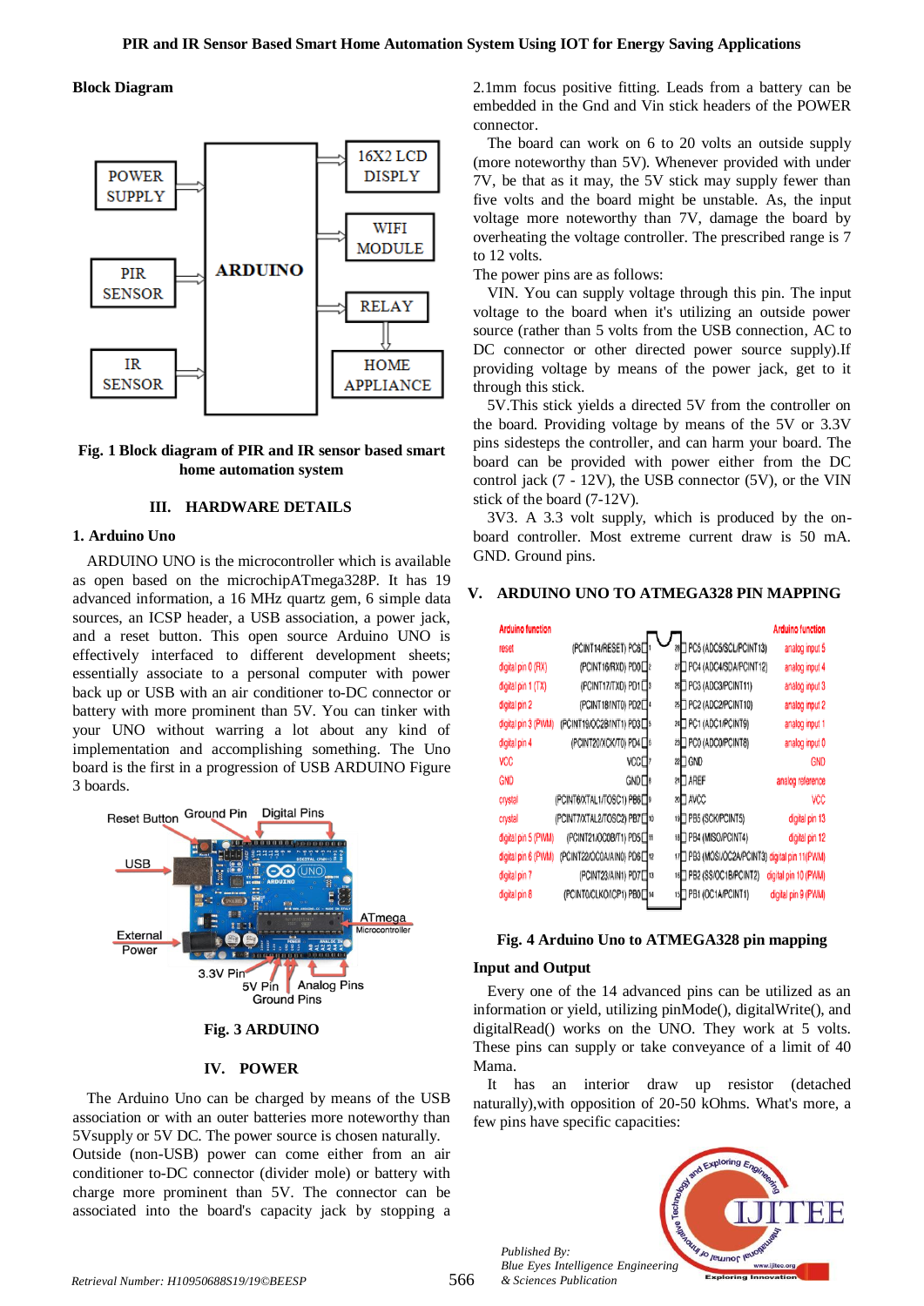**Block Diagram**

Fig. 1 Block diagram of PIR and IR sensor based smart home automation system

## III. HARDWARE DETAILS

### 1. Arduino Uno

ARDUINO UNO is the microcontroller which is available as open based on the microchipATmega328P. It has 19 advanced information, a 16 MHz quartz gem, 6 simple data sources, an ICSP header, a USB association, a power jack, and a reset button. This open source Arduino UNO is effectively interfaced to different development sheets; essentially associate to a personal computer with power back up or USB with an air conditioner to-DC connector or battery with more prominent than 5V. You can tinker with your UNO without warring a lot about any kind of implementation and accomplishing something. The Uno board is the first in a progression of USB ARDUINO Figure 3 boards.

Fig. 3 ARDUINO

## IV. POWER

The Arduino Uno can be charged by means of the USB association or with an outer batteries more noteworthy than 5Vsupply or 5V DC. The power source is chosen naturally. Outside (non-USB) power can come either from an air conditioner to-DC connector (divider mole) or battery with charge more prominent than 5V. The connector can be associated into the board's capacity jack by stopping a 2.1mm focus positive fitting. Leads from a battery can be embedded in the Gnd and Vin stick headers of the POWER connector.

The board can work on 6 to 20 volts an outside supply (more noteworthy than 5V). Whenever provided with under 7V, be that as it may, the 5V stick may supply fewer than five volts and the board might be unstable. As, the input voltage more noteworthy than 7V, damage the board by overheating the voltage controller. The prescribed range is 7 to 12 volts.

The power pins are as follows:

VIN. You can supply voltage through this pin. The input voltage to the board when it's utilizing an outside power source (rather than 5 volts from the USB connection, AC to DC connector or other directed power source supply).If providing voltage by means of the power jack, get to it through this stick.

5V.This stick yields a directed 5V from the controller on the board. Providing voltage by means of the 5V or 3.3V pins sidesteps the controller, and can harm your board. The board can be provided with power either from the DC control jack (7 - 12V), the USB connector (5V), or the VIN stick of the board (7-12V).

3V3. A 3.3 volt supply, which is produced by the on-board controller. Most extreme current draw is 50 mA. GND. Ground pins.

## V. ARDUINO UNO TO ATMEGA328 PIN MAPPING

Fig. 4 Arduino Uno to ATMEGA328 pin mapping

### Input and Output

Every one of the 14 advanced pins can be utilized as an information or yield, utilizing pinMode(), digitalWrite(), and digitalRead() works on the UNO. They work at 5 volts. These pins can supply or take conveyance of a limit of 40 Mama.

It has an interior draw up resistor (detached naturally),with opposition of 20-50 kOhms. What's more, a few pins have specific capacities: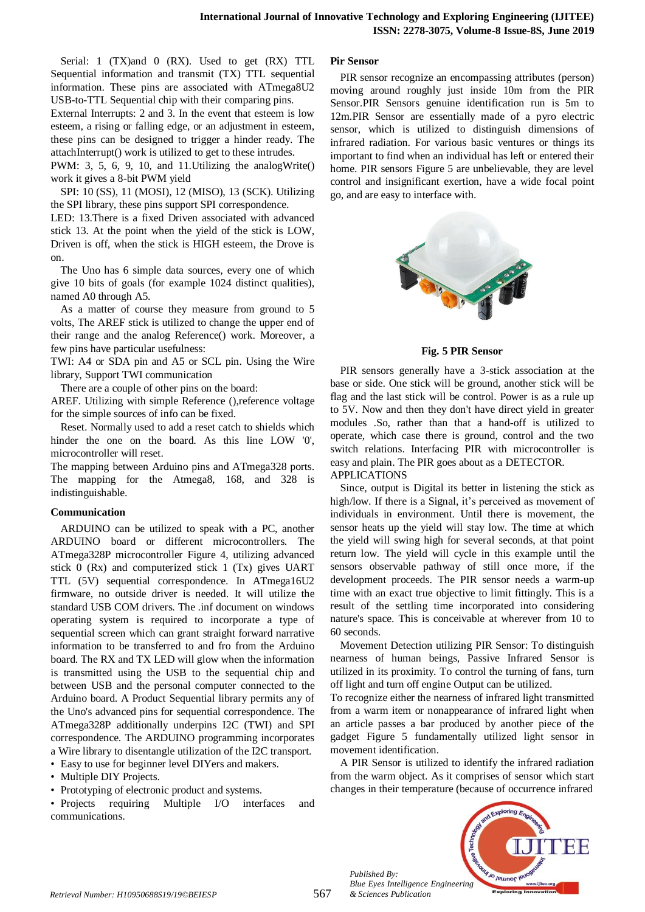Serial: 1 (TX)and 0 (RX). Used to get (RX) TTL Sequential information and transmit (TX) TTL sequential information. These pins are associated with ATmega8U2 USB-to-TTL Sequential chip with their comparing pins.

External Interrupts: 2 and 3. In the event that esteem is low esteem, a rising or falling edge, or an adjustment in esteem, these pins can be designed to trigger a hinder ready. The attachInterrupt() work is utilized to get to these intrudes.

PWM: 3, 5, 6, 9, 10, and 11.Utilizing the analogWrite() work it gives a 8-bit PWM yield

SPI: 10 (SS), 11 (MOSI), 12 (MISO), 13 (SCK). Utilizing the SPI library, these pins support SPI correspondence.

LED: 13.There is a fixed Driven associated with advanced stick 13. At the point when the yield of the stick is LOW, Driven is off, when the stick is HIGH esteem, the Drove is on.

The Uno has 6 simple data sources, every one of which give 10 bits of goals (for example 1024 distinct qualities), named A0 through A5.

As a matter of course they measure from ground to 5 volts, The AREF stick is utilized to change the upper end of their range and the analog Reference() work. Moreover, a few pins have particular usefulness:

TWI: A4 or SDA pin and A5 or SCL pin. Using the Wire library, Support TWI communication

There are a couple of other pins on the board:

AREF. Utilizing with simple Reference (),reference voltage for the simple sources of info can be fixed.

Reset. Normally used to add a reset catch to shields which hinder the one on the board. As this line LOW '0', microcontroller will reset.

The mapping between Arduino pins and ATmega328 ports. The mapping for the Atmega8, 168, and 328 is indistinguishable.

### Communication

ARDUINO can be utilized to speak with a PC, another ARDUINO board or different microcontrollers. The ATmega328P microcontroller Figure 4, utilizing advanced stick 0 (Rx) and computerized stick 1 (Tx) gives UART TTL (5V) sequential correspondence. In ATmega16U2 firmware, no outside driver is needed. It will utilize the standard USB COM drivers. The .inf document on windows operating system is required to incorporate a type of sequential screen which can grant straight forward narrative information to be transferred to and fro from the Arduino board. The RX and TX LED will glow when the information is transmitted using the USB to the sequential chip and between USB and the personal computer connected to the Arduino board. A Product Sequential library permits any of the Uno's advanced pins for sequential correspondence. The ATmega328P additionally underpins I2C (TWI) and SPI correspondence. The ARDUINO programming incorporates a Wire library to disentangle utilization of the I2C transport.

- Easy to use for beginner level DIYers and makers.
- Multiple DIY Projects.
- Prototyping of electronic product and systems.
- Projects requiring Multiple I/O interfaces and communications.

### Pir Sensor

PIR sensor recognize an encompassing attributes (person) moving around roughly just inside 10m from the PIR Sensor.PIR Sensors genuine identification run is 5m to 12m.PIR Sensor are essentially made of a pyro electric sensor, which is utilized to distinguish dimensions of infrared radiation. For various basic ventures or things its important to find when an individual has left or entered their home. PIR sensors Figure 5 are unbelievable, they are level control and insignificant exertion, have a wide focal point go, and are easy to interface with.

**Fig. 5 PIR Sensor**

PIR sensors generally have a 3-stick association at the base or side. One stick will be ground, another stick will be flag and the last stick will be control. Power is as a rule up to 5V. Now and then they don't have direct yield in greater modules .So, rather than that a hand-off is utilized to operate, which case there is ground, control and the two switch relations. Interfacing PIR with microcontroller is easy and plain. The PIR goes about as a DETECTOR.

APPLICATIONS

Since, output is Digital its better in listening the stick as high/low. If there is a Signal, it's perceived as movement of individuals in environment. Until there is movement, the sensor heats up the yield will stay low. The time at which the yield will swing high for several seconds, at that point return low. The yield will cycle in this example until the sensors observable pathway of still once more, if the development proceeds. The PIR sensor needs a warm-up time with an exact true objective to limit fittingly. This is a result of the settling time incorporated into considering nature's space. This is conceivable at wherever from 10 to 60 seconds.

Movement Detection utilizing PIR Sensor: To distinguish nearness of human beings, Passive Infrared Sensor is utilized in its proximity. To control the turning of fans, turn off light and turn off engine Output can be utilized.

To recognize either the nearness of infrared light transmitted from a warm item or nonappearance of infrared light when an article passes a bar produced by another piece of the gadget Figure 5 fundamentally utilized light sensor in movement identification.

A PIR Sensor is utilized to identify the infrared radiation from the warm object. As it comprises of sensor which start changes in their temperature (because of occurrence infrared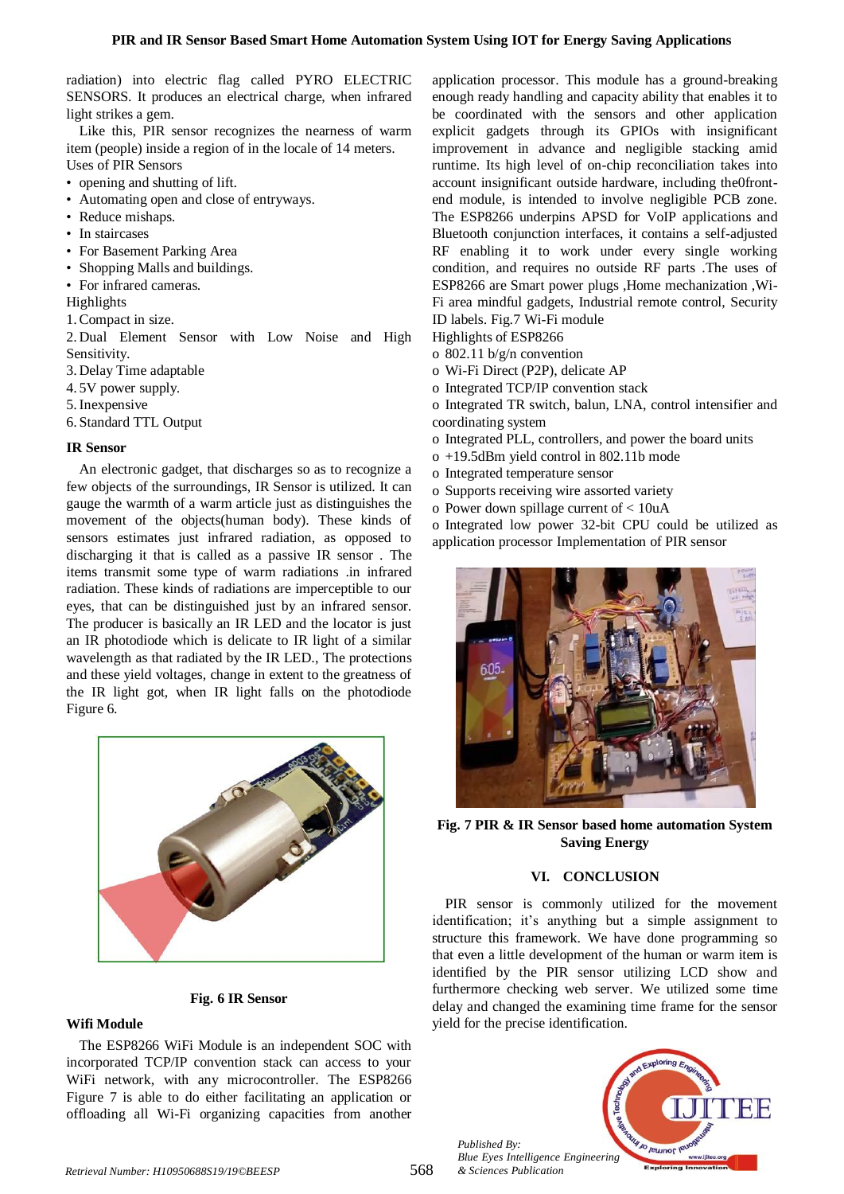radiation) into electric flag called PYRO ELECTRIC SENSORS. It produces an electrical charge, when infrared light strikes a gem.

Like this, PIR sensor recognizes the nearness of warm item (people) inside a region of in the locale of 14 meters.

Uses of PIR Sensors

- opening and shutting of lift.
- Automating open and close of entryways.
- Reduce mishaps.
- In staircases
- For Basement Parking Area
- Shopping Malls and buildings.
- For infrared cameras.

Highlights

1. Compact in size.
2. Dual Element Sensor with Low Noise and High Sensitivity.
3. Delay Time adaptable
4. 5V power supply.
5. Inexpensive
6. Standard TTL Output

### IR Sensor

An electronic gadget, that discharges so as to recognize a few objects of the surroundings, IR Sensor is utilized. It can gauge the warmth of a warm article just as distinguishes the movement of the objects(human body). These kinds of sensors estimates just infrared radiation, as opposed to discharging it that is called as a passive IR sensor . The items transmit some type of warm radiations .in infrared radiation. These kinds of radiations are imperceptible to our eyes, that can be distinguished just by an infrared sensor. The producer is basically an IR LED and the locator is just an IR photodiode which is delicate to IR light of a similar wavelength as that radiated by the IR LED., The protections and these yield voltages, change in extent to the greatness of the IR light got, when IR light falls on the photodiode Figure 6.

**Fig. 6 IR Sensor**

### Wifi Module

The ESP8266 WiFi Module is an independent SOC with incorporated TCP/IP convention stack can access to your WiFi network, with any microcontroller. The ESP8266 Figure 7 is able to do either facilitating an application or offloading all Wi-Fi organizing capacities from another application processor. This module has a ground-breaking enough ready handling and capacity ability that enables it to be coordinated with the sensors and other application explicit gadgets through its GPIOs with insignificant improvement in advance and negligible stacking amid runtime. Its high level of on-chip reconciliation takes into account insignificant outside hardware, including the0front-end module, is intended to involve negligible PCB zone. The ESP8266 underpins APSD for VoIP applications and Bluetooth conjunction interfaces, it contains a self-adjusted RF enabling it to work under every single working condition, and requires no outside RF parts .The uses of ESP8266 are Smart power plugs ,Home mechanization ,Wi-Fi area mindful gadgets, Industrial remote control, Security ID labels. Fig.7 Wi-Fi module

Highlights of ESP8266

- o 802.11 b/g/n convention
- o Wi-Fi Direct (P2P), delicate AP
- o Integrated TCP/IP convention stack
- o Integrated TR switch, balun, LNA, control intensifier and coordinating system
- o Integrated PLL, controllers, and power the board units
- o +19.5dBm yield control in 802.11b mode
- o Integrated temperature sensor
- o Supports receiving wire assorted variety
- o Power down spillage current of < 10uA
- o Integrated low power 32-bit CPU could be utilized as application processor Implementation of PIR sensor

**Fig. 7 PIR & IR Sensor based home automation System Saving Energy**

## VI. CONCLUSION

PIR sensor is commonly utilized for the movement identification; it's anything but a simple assignment to structure this framework. We have done programming so that even a little development of the human or warm item is identified by the PIR sensor utilizing LCD show and furthermore checking web server. We utilized some time delay and changed the examining time frame for the sensor yield for the precise identification.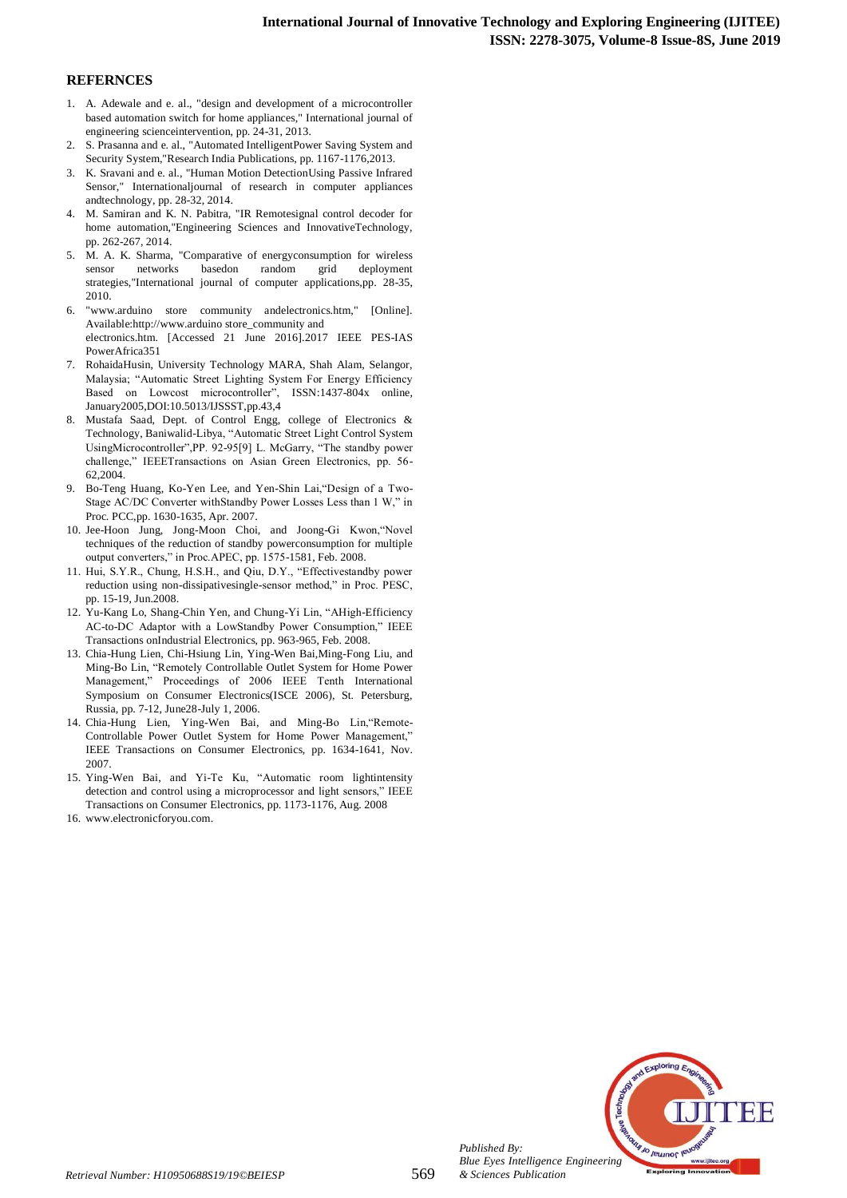## REFERNCES

1. A. Adewale and e. al., "design and development of a microcontroller based automation switch for home appliances," International journal of engineering scienceintervention, pp. 24-31, 2013.
2. S. Prasanna and e. al., "Automated IntelligentPower Saving System and Security System,"Research India Publications, pp. 1167-1176,2013.
3. K. Sravani and e. al., "Human Motion DetectionUsing Passive Infrared Sensor," Internationaljournal of research in computer appliances andtechnology, pp. 28-32, 2014.
4. M. Samiran and K. N. Pabitra, "IR Remotesignal control decoder for home automation,"Engineering Sciences and InnovativeTechnology, pp. 262-267, 2014.
5. M. A. K. Sharma, "Comparative of energyconsumption for wireless sensor networks basedon random grid deployment strategies,"International journal of computer applications,pp. 28-35, 2010.
6. "www.arduino store community andelectronics.htm," [Online]. Available:http://www.arduino store_community and electronics.htm. [Accessed 21 June 2016].2017 IEEE PES-IAS PowerAfrica351
7. RohaidaHusin, University Technology MARA, Shah Alam, Selangor, Malaysia; "Automatic Street Lighting System For Energy Efficiency Based on Lowcost microcontroller", ISSN:1437-804x online, January2005,DOI:10.5013/IJSSST,pp.43,4
8. Mustafa Saad, Dept. of Control Engg, college of Electronics & Technology, Baniwalid-Libya, "Automatic Street Light Control System UsingMicrocontroller",PP. 92-95[9] L. McGarry, "The standby power challenge," IEEETransactions on Asian Green Electronics, pp. 56-62,2004.
9. Bo-Teng Huang, Ko-Yen Lee, and Yen-Shin Lai,"Design of a Two-Stage AC/DC Converter withStandby Power Losses Less than 1 W," in Proc. PCC,pp. 1630-1635, Apr. 2007.
10. Jee-Hoon Jung, Jong-Moon Choi, and Joong-Gi Kwon,"Novel techniques of the reduction of standby powerconsumption for multiple output converters," in Proc.APEC, pp. 1575-1581, Feb. 2008.
11. Hui, S.Y.R., Chung, H.S.H., and Qiu, D.Y., "Effectivestandby power reduction using non-dissipativesingle-sensor method," in Proc. PESC, pp. 15-19, Jun.2008.
12. Yu-Kang Lo, Shang-Chin Yen, and Chung-Yi Lin, "AHigh-Efficiency AC-to-DC Adaptor with a LowStandby Power Consumption," IEEE Transactions onIndustrial Electronics, pp. 963-965, Feb. 2008.
13. Chia-Hung Lien, Chi-Hsiung Lin, Ying-Wen Bai,Ming-Fong Liu, and Ming-Bo Lin, "Remotely Controllable Outlet System for Home Power Management," Proceedings of 2006 IEEE Tenth International Symposium on Consumer Electronics(ISCE 2006), St. Petersburg, Russia, pp. 7-12, June28-July 1, 2006.
14. Chia-Hung Lien, Ying-Wen Bai, and Ming-Bo Lin,"Remote-Controllable Power Outlet System for Home Power Management," IEEE Transactions on Consumer Electronics, pp. 1634-1641, Nov. 2007.
15. Ying-Wen Bai, and Yi-Te Ku, "Automatic room lightintensity detection and control using a microprocessor and light sensors," IEEE Transactions on Consumer Electronics, pp. 1173-1176, Aug. 2008
16. www.electronicforyou.com.